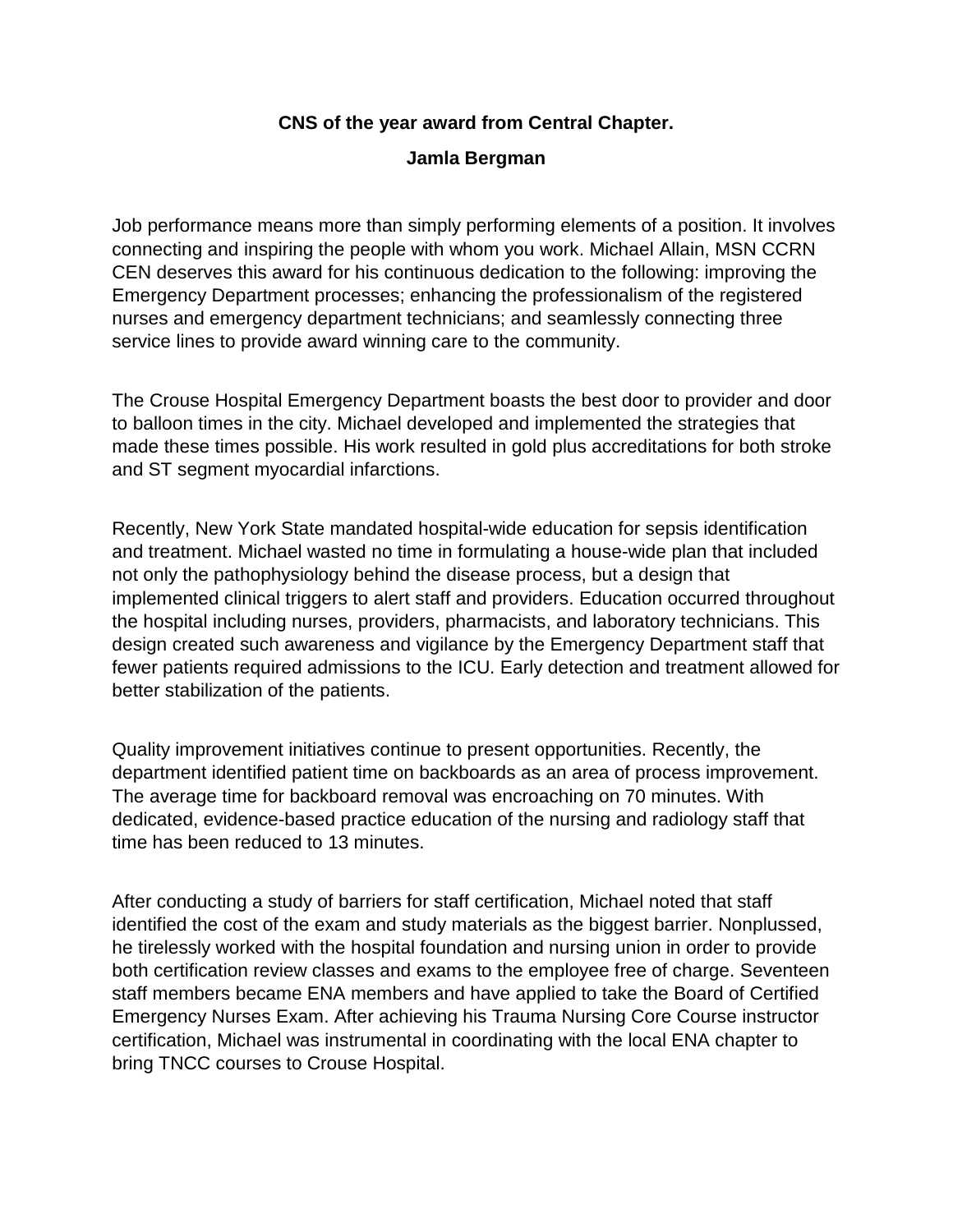**CNS of the year award from Central Chapter.**

**Jamla Bergman**

Job performance means more than simply performing elements of a position. It involves connecting and inspiring the people with whom you work. Michael Allain, MSN CCRN CEN deserves this award for his continuous dedication to the following: improving the Emergency Department processes; enhancing the professionalism of the registered nurses and emergency department technicians; and seamlessly connecting three service lines to provide award winning care to the community.

The Crouse Hospital Emergency Department boasts the best door to provider and door to balloon times in the city. Michael developed and implemented the strategies that made these times possible. His work resulted in gold plus accreditations for both stroke and ST segment myocardial infarctions.

Recently, New York State mandated hospital-wide education for sepsis identification and treatment. Michael wasted no time in formulating a house-wide plan that included not only the pathophysiology behind the disease process, but a design that implemented clinical triggers to alert staff and providers. Education occurred throughout the hospital including nurses, providers, pharmacists, and laboratory technicians. This design created such awareness and vigilance by the Emergency Department staff that fewer patients required admissions to the ICU. Early detection and treatment allowed for better stabilization of the patients.

Quality improvement initiatives continue to present opportunities. Recently, the department identified patient time on backboards as an area of process improvement. The average time for backboard removal was encroaching on 70 minutes. With dedicated, evidence-based practice education of the nursing and radiology staff that time has been reduced to 13 minutes.

After conducting a study of barriers for staff certification, Michael noted that staff identified the cost of the exam and study materials as the biggest barrier. Nonplussed, he tirelessly worked with the hospital foundation and nursing union in order to provide both certification review classes and exams to the employee free of charge. Seventeen staff members became ENA members and have applied to take the Board of Certified Emergency Nurses Exam. After achieving his Trauma Nursing Core Course instructor certification, Michael was instrumental in coordinating with the local ENA chapter to bring TNCC courses to Crouse Hospital.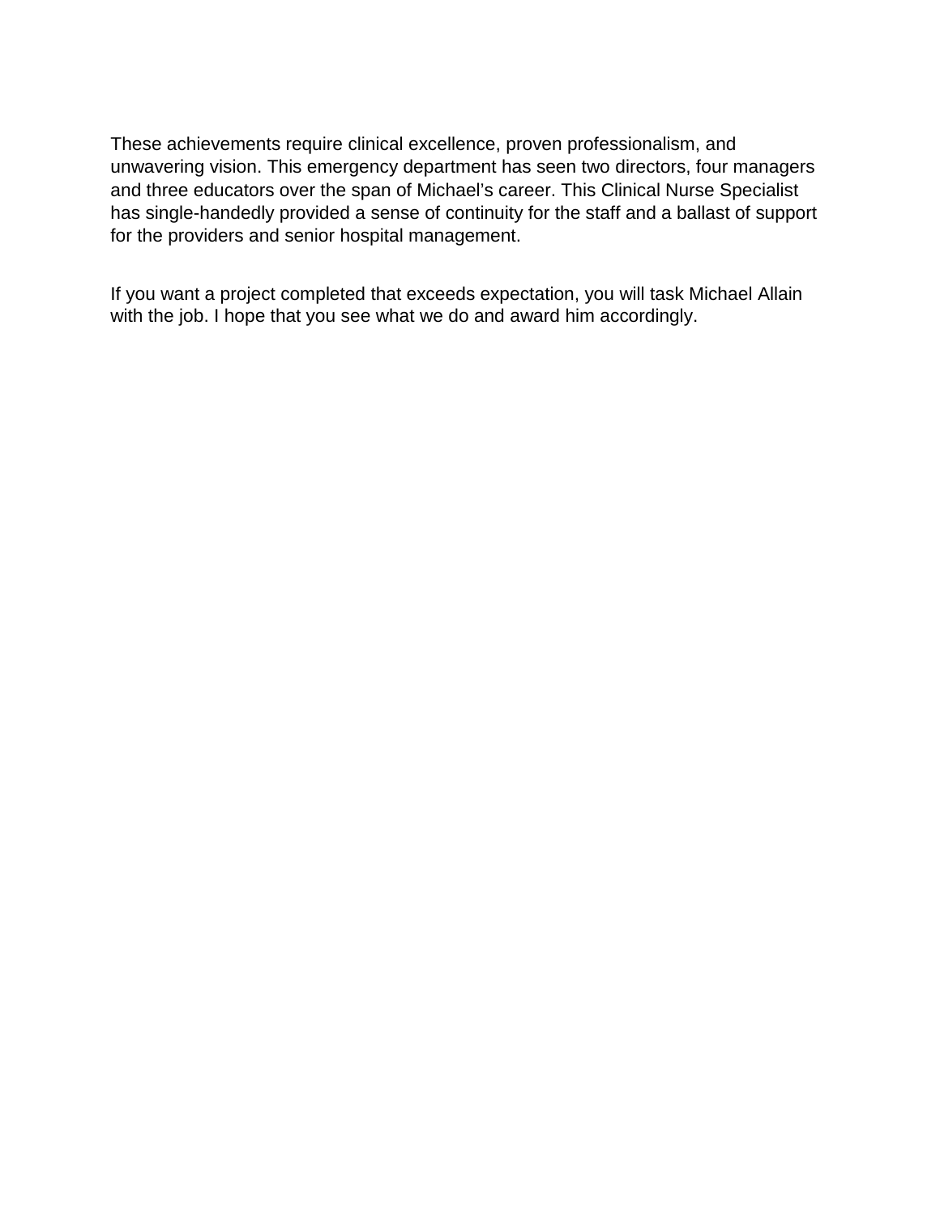These achievements require clinical excellence, proven professionalism, and unwavering vision. This emergency department has seen two directors, four managers and three educators over the span of Michael's career. This Clinical Nurse Specialist has single-handedly provided a sense of continuity for the staff and a ballast of support for the providers and senior hospital management.

If you want a project completed that exceeds expectation, you will task Michael Allain with the job. I hope that you see what we do and award him accordingly.